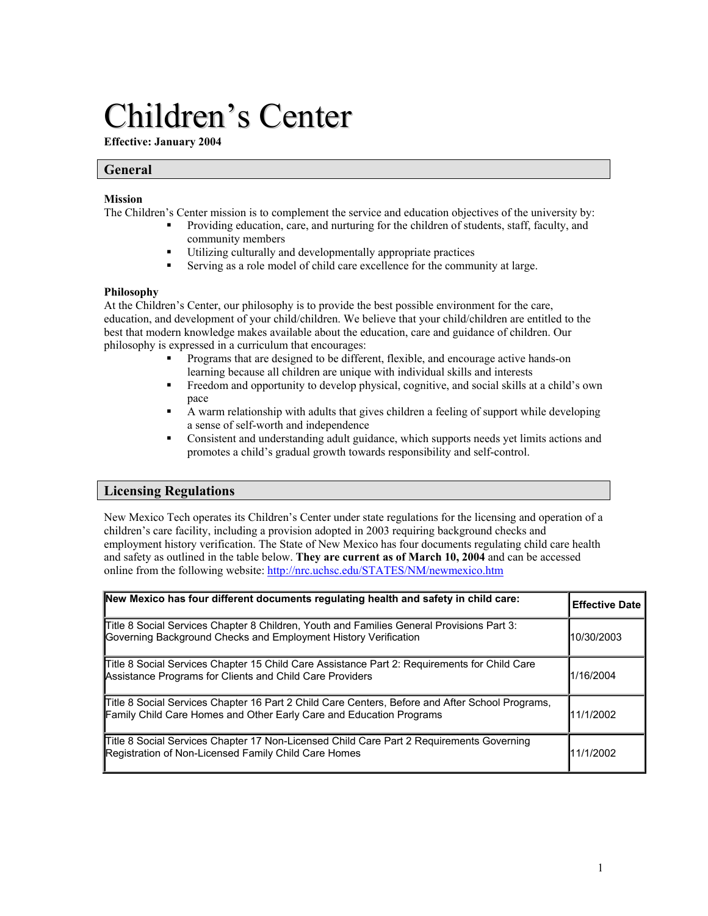# Children's Center

**Effective: January 2004**

## General

### Mission

The Children's Center mission is to complement the service and education objectives of the university by:

- Providing education, care, and nurturing for the children of students, staff, faculty, and community members
- Utilizing culturally and developmentally appropriate practices
- Serving as a role model of child care excellence for the community at large.

### Philosophy

At the Children's Center, our philosophy is to provide the best possible environment for the care, education, and development of your child/children. We believe that your child/children are entitled to the best that modern knowledge makes available about the education, care and guidance of children. Our philosophy is expressed in a curriculum that encourages:

- Programs that are designed to be different, flexible, and encourage active hands-on learning because all children are unique with individual skills and interests
- Freedom and opportunity to develop physical, cognitive, and social skills at a child's own pace
- A warm relationship with adults that gives children a feeling of support while developing a sense of self-worth and independence
- Consistent and understanding adult guidance, which supports needs yet limits actions and promotes a child's gradual growth towards responsibility and self-control.

## Licensing Regulations

New Mexico Tech operates its Children's Center under state regulations for the licensing and operation of a children's care facility, including a provision adopted in 2003 requiring background checks and employment history verification. The State of New Mexico has four documents regulating child care health and safety as outlined in the table below. **They are current as of March 10, 2004** and can be accessed online from the following website: http://nrc.uchsc.edu/STATES/NM/newmexico.htm

| New Mexico has four different documents regulating health and safety in child care: | Effective Date |
|---|---|
| Title 8 Social Services Chapter 8 Children, Youth and Families General Provisions Part 3: Governing Background Checks and Employment History Verification | 10/30/2003 |
| Title 8 Social Services Chapter 15 Child Care Assistance Part 2: Requirements for Child Care Assistance Programs for Clients and Child Care Providers | 1/16/2004 |
| Title 8 Social Services Chapter 16 Part 2 Child Care Centers, Before and After School Programs, Family Child Care Homes and Other Early Care and Education Programs | 11/1/2002 |
| Title 8 Social Services Chapter 17 Non-Licensed Child Care Part 2 Requirements Governing Registration of Non-Licensed Family Child Care Homes | 11/1/2002 |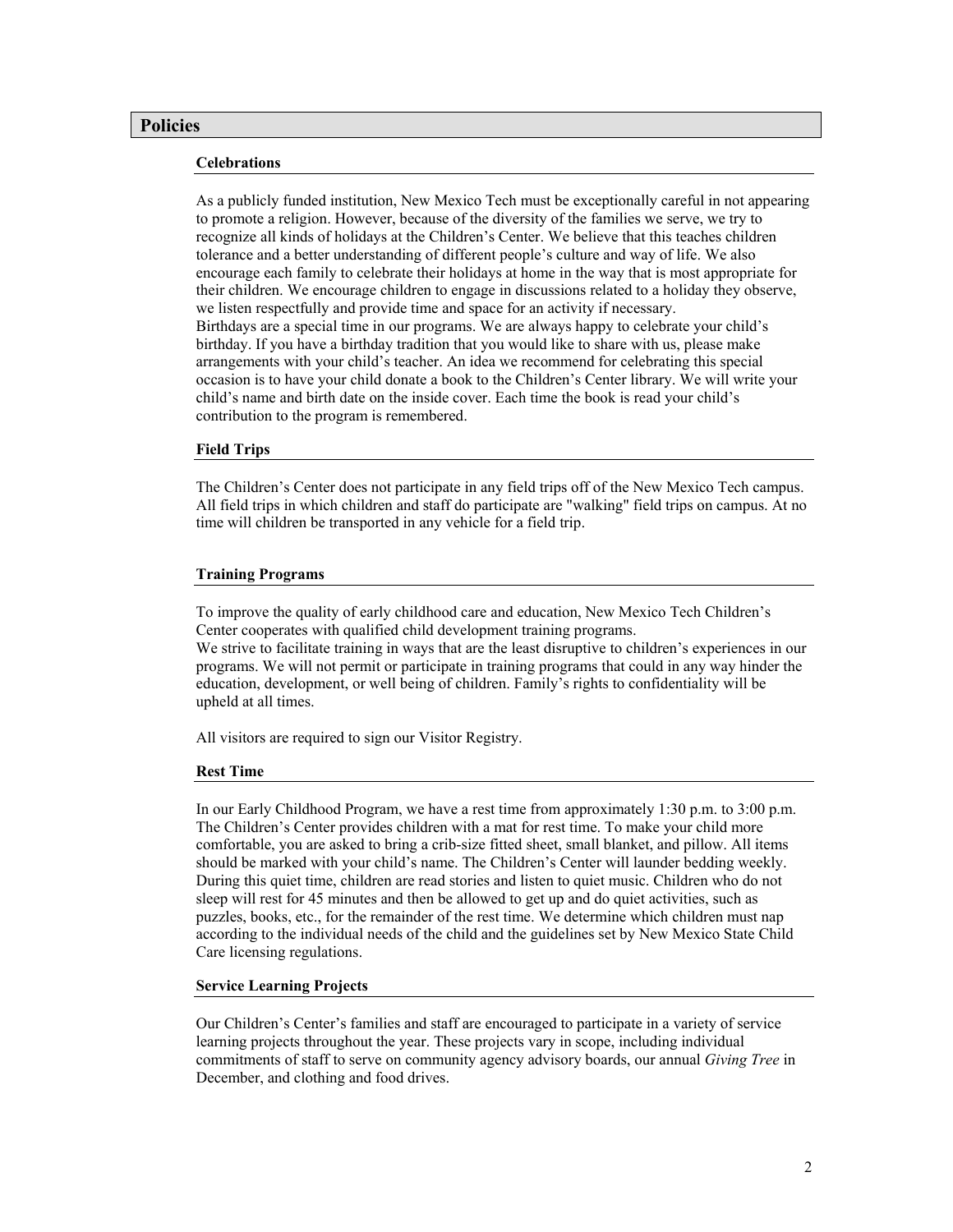## Policies

### Celebrations

As a publicly funded institution, New Mexico Tech must be exceptionally careful in not appearing to promote a religion. However, because of the diversity of the families we serve, we try to recognize all kinds of holidays at the Children's Center. We believe that this teaches children tolerance and a better understanding of different people's culture and way of life. We also encourage each family to celebrate their holidays at home in the way that is most appropriate for their children. We encourage children to engage in discussions related to a holiday they observe, we listen respectfully and provide time and space for an activity if necessary.
Birthdays are a special time in our programs. We are always happy to celebrate your child's birthday. If you have a birthday tradition that you would like to share with us, please make arrangements with your child's teacher. An idea we recommend for celebrating this special occasion is to have your child donate a book to the Children's Center library. We will write your child's name and birth date on the inside cover. Each time the book is read your child's contribution to the program is remembered.

### Field Trips

The Children's Center does not participate in any field trips off of the New Mexico Tech campus. All field trips in which children and staff do participate are "walking" field trips on campus. At no time will children be transported in any vehicle for a field trip.

### Training Programs

To improve the quality of early childhood care and education, New Mexico Tech Children's Center cooperates with qualified child development training programs.
We strive to facilitate training in ways that are the least disruptive to children's experiences in our programs. We will not permit or participate in training programs that could in any way hinder the education, development, or well being of children. Family's rights to confidentiality will be upheld at all times.

All visitors are required to sign our Visitor Registry.

### Rest Time

In our Early Childhood Program, we have a rest time from approximately 1:30 p.m. to 3:00 p.m. The Children's Center provides children with a mat for rest time. To make your child more comfortable, you are asked to bring a crib-size fitted sheet, small blanket, and pillow. All items should be marked with your child's name. The Children's Center will launder bedding weekly. During this quiet time, children are read stories and listen to quiet music. Children who do not sleep will rest for 45 minutes and then be allowed to get up and do quiet activities, such as puzzles, books, etc., for the remainder of the rest time. We determine which children must nap according to the individual needs of the child and the guidelines set by New Mexico State Child Care licensing regulations.

### Service Learning Projects

Our Children's Center's families and staff are encouraged to participate in a variety of service learning projects throughout the year. These projects vary in scope, including individual commitments of staff to serve on community agency advisory boards, our annual *Giving Tree* in December, and clothing and food drives.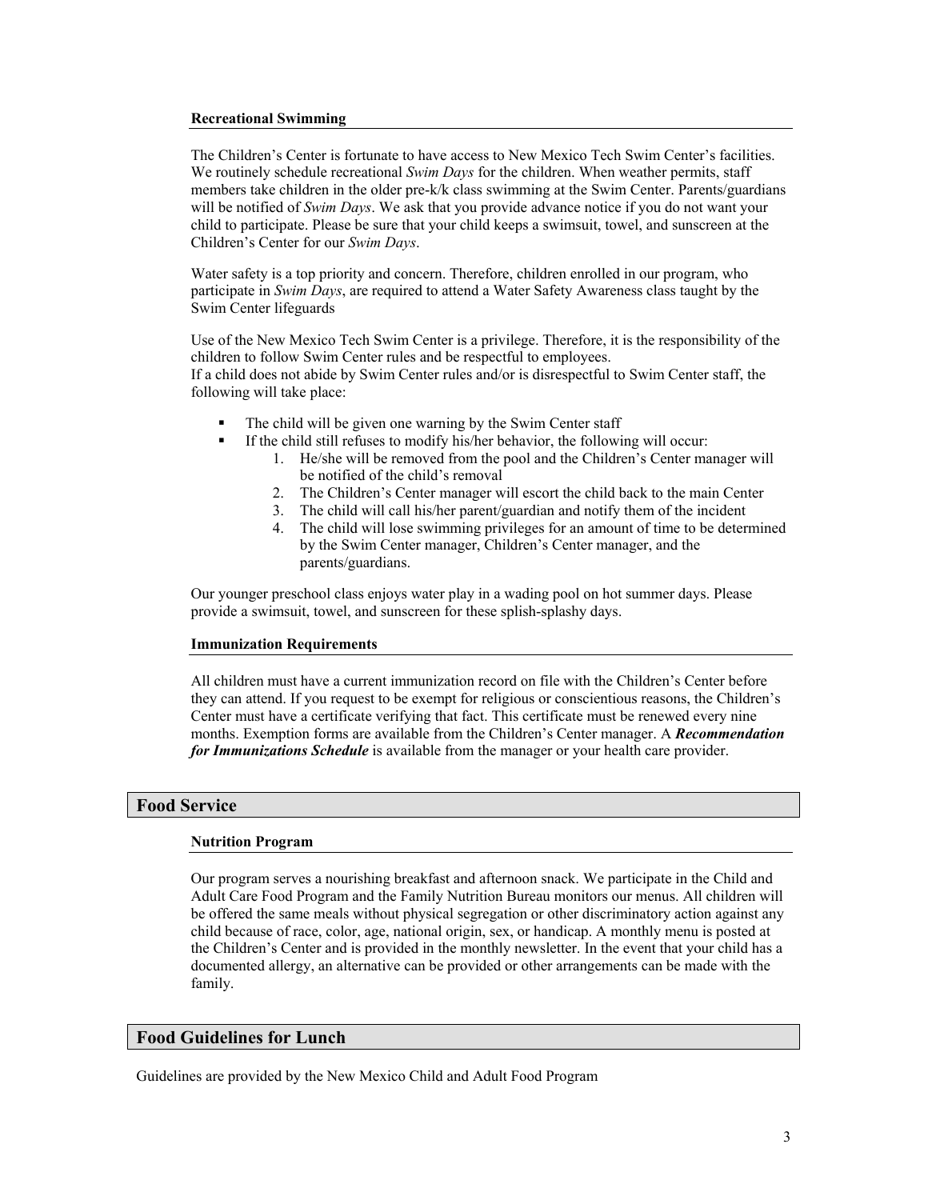### Recreational Swimming

The Children's Center is fortunate to have access to New Mexico Tech Swim Center's facilities. We routinely schedule recreational *Swim Days* for the children. When weather permits, staff members take children in the older pre-k/k class swimming at the Swim Center. Parents/guardians will be notified of *Swim Days*. We ask that you provide advance notice if you do not want your child to participate. Please be sure that your child keeps a swimsuit, towel, and sunscreen at the Children's Center for our *Swim Days*.

Water safety is a top priority and concern. Therefore, children enrolled in our program, who participate in *Swim Days*, are required to attend a Water Safety Awareness class taught by the Swim Center lifeguards

Use of the New Mexico Tech Swim Center is a privilege. Therefore, it is the responsibility of the children to follow Swim Center rules and be respectful to employees.
If a child does not abide by Swim Center rules and/or is disrespectful to Swim Center staff, the following will take place:

- The child will be given one warning by the Swim Center staff
- If the child still refuses to modify his/her behavior, the following will occur:
    1. He/she will be removed from the pool and the Children's Center manager will be notified of the child's removal
    2. The Children's Center manager will escort the child back to the main Center
    3. The child will call his/her parent/guardian and notify them of the incident
    4. The child will lose swimming privileges for an amount of time to be determined by the Swim Center manager, Children's Center manager, and the parents/guardians.

Our younger preschool class enjoys water play in a wading pool on hot summer days. Please provide a swimsuit, towel, and sunscreen for these splish-splashy days.

### Immunization Requirements

All children must have a current immunization record on file with the Children's Center before they can attend. If you request to be exempt for religious or conscientious reasons, the Children's Center must have a certificate verifying that fact. This certificate must be renewed every nine months. Exemption forms are available from the Children's Center manager. A ***Recommendation for Immunizations Schedule*** is available from the manager or your health care provider.

## Food Service

### Nutrition Program

Our program serves a nourishing breakfast and afternoon snack. We participate in the Child and Adult Care Food Program and the Family Nutrition Bureau monitors our menus. All children will be offered the same meals without physical segregation or other discriminatory action against any child because of race, color, age, national origin, sex, or handicap. A monthly menu is posted at the Children's Center and is provided in the monthly newsletter. In the event that your child has a documented allergy, an alternative can be provided or other arrangements can be made with the family.

## Food Guidelines for Lunch

Guidelines are provided by the New Mexico Child and Adult Food Program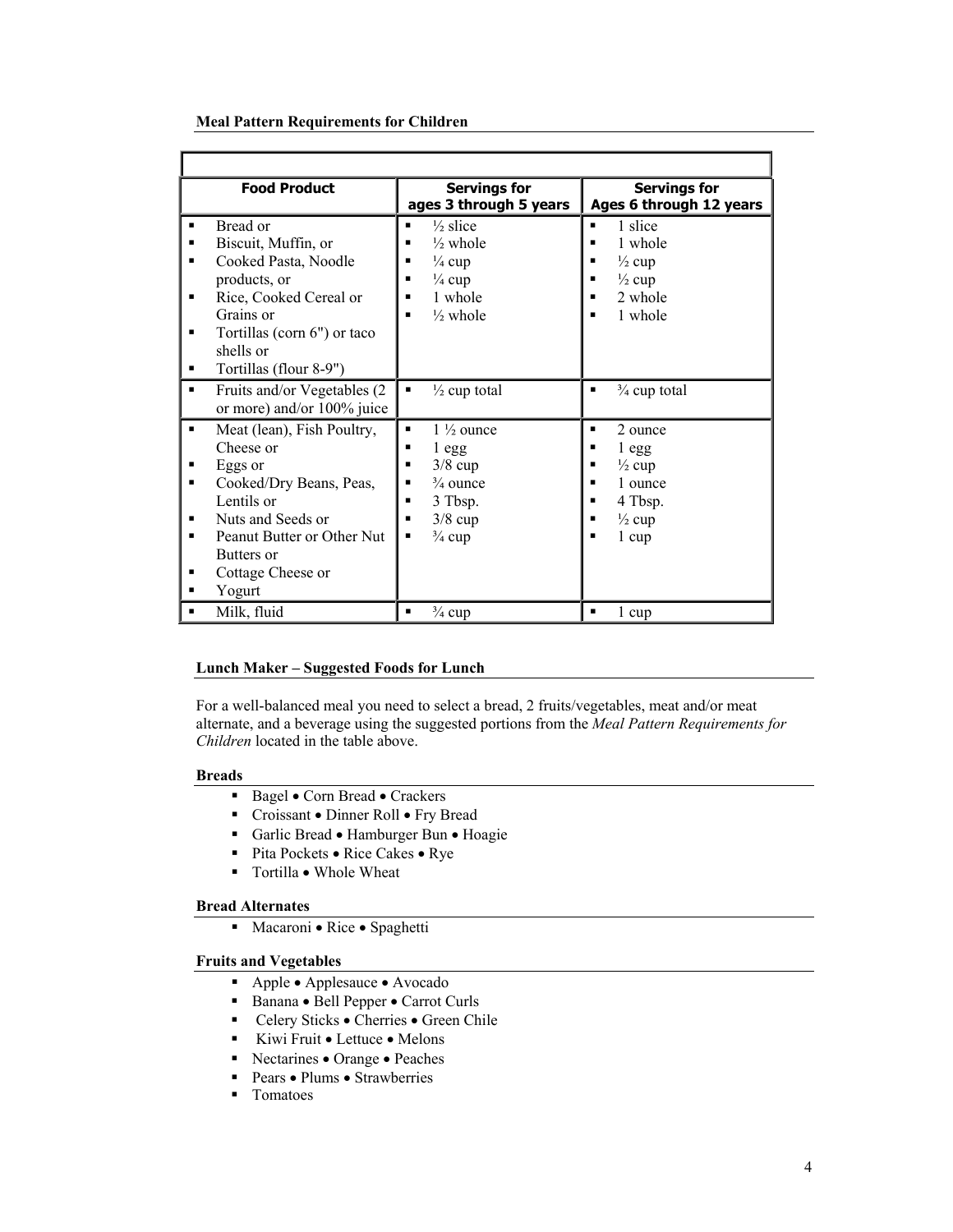**Meal Pattern Requirements for Children**

| Food Product | Servings for ages 3 through 5 years | Servings for Ages 6 through 12 years |
|---|---|---|
| ▪ Bread or<br>▪ Biscuit, Muffin, or<br>▪ Cooked Pasta, Noodle products, or<br>▪ Rice, Cooked Cereal or Grains or<br>▪ Tortillas (corn 6") or taco shells or<br>▪ Tortillas (flour 8-9") | ▪ ½ slice<br>▪ ½ whole<br>▪ ¼ cup<br>▪ ¼ cup<br>▪ 1 whole<br>▪ ½ whole | ▪ 1 slice<br>▪ 1 whole<br>▪ ½ cup<br>▪ ½ cup<br>▪ 2 whole<br>▪ 1 whole |
| ▪ Fruits and/or Vegetables (2 or more) and/or 100% juice | ▪ ½ cup total | ▪ ¾ cup total |
| ▪ Meat (lean), Fish Poultry, Cheese or<br>▪ Eggs or<br>▪ Cooked/Dry Beans, Peas, Lentils or<br>▪ Nuts and Seeds or<br>▪ Peanut Butter or Other Nut Butters or<br>▪ Cottage Cheese or<br>▪ Yogurt | ▪ 1 ½ ounce<br>▪ 1 egg<br>▪ 3/8 cup<br>▪ ¾ ounce<br>▪ 3 Tbsp.<br>▪ 3/8 cup<br>▪ ¾ cup | ▪ 2 ounce<br>▪ 1 egg<br>▪ ½ cup<br>▪ 1 ounce<br>▪ 4 Tbsp.<br>▪ ½ cup<br>▪ 1 cup |
| ▪ Milk, fluid | ▪ ¾ cup | ▪ 1 cup |

**Lunch Maker – Suggested Foods for Lunch**

For a well-balanced meal you need to select a bread, 2 fruits/vegetables, meat and/or meat alternate, and a beverage using the suggested portions from the *Meal Pattern Requirements for Children* located in the table above.

**Breads**

- Bagel • Corn Bread • Crackers
- Croissant • Dinner Roll • Fry Bread
- Garlic Bread • Hamburger Bun • Hoagie
- Pita Pockets • Rice Cakes • Rye
- Tortilla • Whole Wheat

**Bread Alternates**

- Macaroni • Rice • Spaghetti

**Fruits and Vegetables**

- Apple • Applesauce • Avocado
- Banana • Bell Pepper • Carrot Curls
- Celery Sticks • Cherries • Green Chile
- Kiwi Fruit • Lettuce • Melons
- Nectarines • Orange • Peaches
- Pears • Plums • Strawberries
- Tomatoes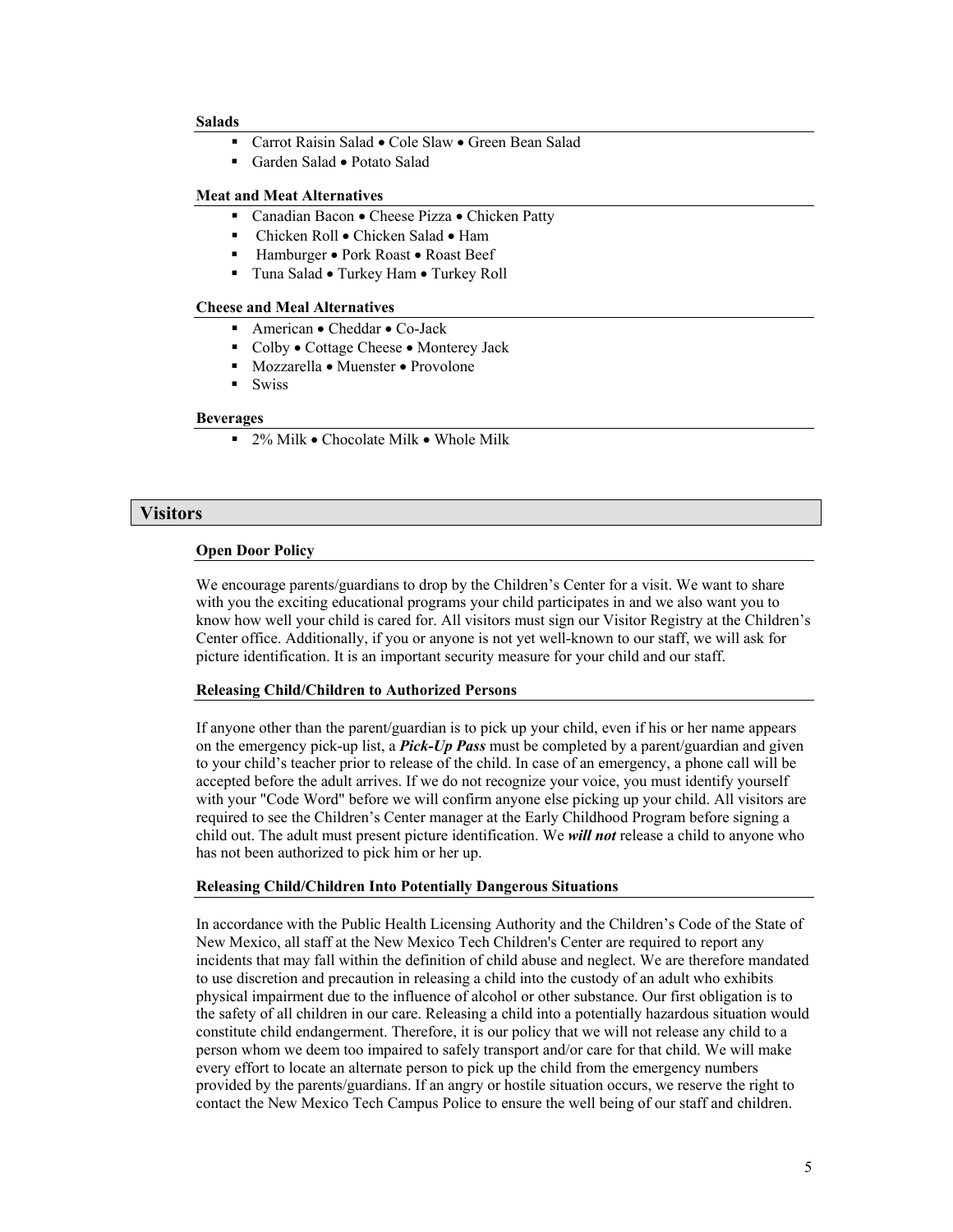### Salads

- Carrot Raisin Salad • Cole Slaw • Green Bean Salad
- Garden Salad • Potato Salad

### Meat and Meat Alternatives

- Canadian Bacon • Cheese Pizza • Chicken Patty
- Chicken Roll • Chicken Salad • Ham
- Hamburger • Pork Roast • Roast Beef
- Tuna Salad • Turkey Ham • Turkey Roll

### Cheese and Meal Alternatives

- American • Cheddar • Co-Jack
- Colby • Cottage Cheese • Monterey Jack
- Mozzarella • Muenster • Provolone
- Swiss

### Beverages

- 2% Milk • Chocolate Milk • Whole Milk

## Visitors

### Open Door Policy

We encourage parents/guardians to drop by the Children's Center for a visit. We want to share with you the exciting educational programs your child participates in and we also want you to know how well your child is cared for. All visitors must sign our Visitor Registry at the Children's Center office. Additionally, if you or anyone is not yet well-known to our staff, we will ask for picture identification. It is an important security measure for your child and our staff.

### Releasing Child/Children to Authorized Persons

If anyone other than the parent/guardian is to pick up your child, even if his or her name appears on the emergency pick-up list, a ***Pick-Up Pass*** must be completed by a parent/guardian and given to your child's teacher prior to release of the child. In case of an emergency, a phone call will be accepted before the adult arrives. If we do not recognize your voice, you must identify yourself with your "Code Word" before we will confirm anyone else picking up your child. All visitors are required to see the Children's Center manager at the Early Childhood Program before signing a child out. The adult must present picture identification. We ***will not*** release a child to anyone who has not been authorized to pick him or her up.

### Releasing Child/Children Into Potentially Dangerous Situations

In accordance with the Public Health Licensing Authority and the Children's Code of the State of New Mexico, all staff at the New Mexico Tech Children's Center are required to report any incidents that may fall within the definition of child abuse and neglect. We are therefore mandated to use discretion and precaution in releasing a child into the custody of an adult who exhibits physical impairment due to the influence of alcohol or other substance. Our first obligation is to the safety of all children in our care. Releasing a child into a potentially hazardous situation would constitute child endangerment. Therefore, it is our policy that we will not release any child to a person whom we deem too impaired to safely transport and/or care for that child. We will make every effort to locate an alternate person to pick up the child from the emergency numbers provided by the parents/guardians. If an angry or hostile situation occurs, we reserve the right to contact the New Mexico Tech Campus Police to ensure the well being of our staff and children.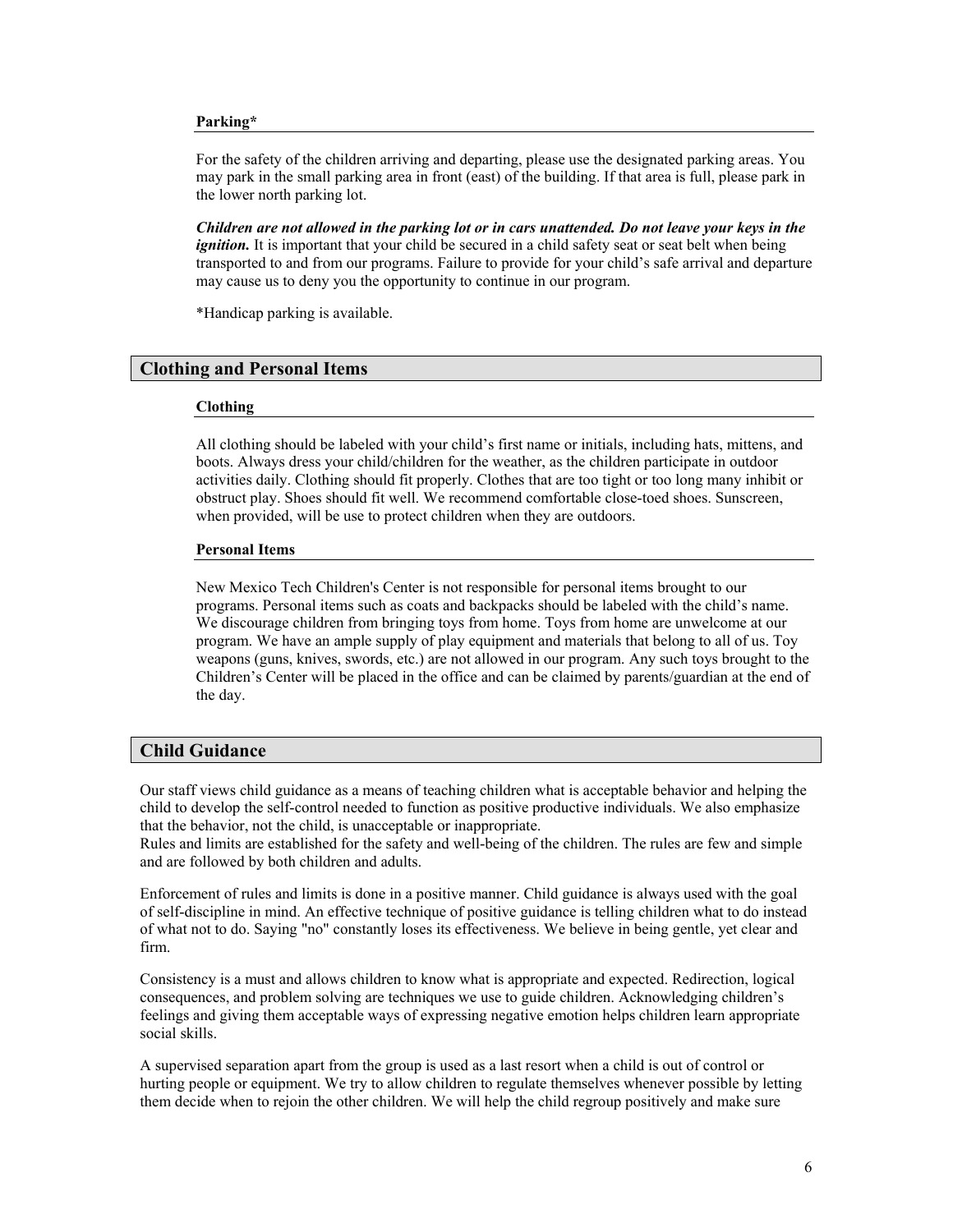### Parking*

For the safety of the children arriving and departing, please use the designated parking areas. You may park in the small parking area in front (east) of the building. If that area is full, please park in the lower north parking lot.

***Children are not allowed in the parking lot or in cars unattended. Do not leave your keys in the ignition.*** It is important that your child be secured in a child safety seat or seat belt when being transported to and from our programs. Failure to provide for your child's safe arrival and departure may cause us to deny you the opportunity to continue in our program.

*Handicap parking is available.

## Clothing and Personal Items

### Clothing

All clothing should be labeled with your child's first name or initials, including hats, mittens, and boots. Always dress your child/children for the weather, as the children participate in outdoor activities daily. Clothing should fit properly. Clothes that are too tight or too long many inhibit or obstruct play. Shoes should fit well. We recommend comfortable close-toed shoes. Sunscreen, when provided, will be use to protect children when they are outdoors.

### Personal Items

New Mexico Tech Children's Center is not responsible for personal items brought to our programs. Personal items such as coats and backpacks should be labeled with the child's name. We discourage children from bringing toys from home. Toys from home are unwelcome at our program. We have an ample supply of play equipment and materials that belong to all of us. Toy weapons (guns, knives, swords, etc.) are not allowed in our program. Any such toys brought to the Children's Center will be placed in the office and can be claimed by parents/guardian at the end of the day.

## Child Guidance

Our staff views child guidance as a means of teaching children what is acceptable behavior and helping the child to develop the self-control needed to function as positive productive individuals. We also emphasize that the behavior, not the child, is unacceptable or inappropriate.
Rules and limits are established for the safety and well-being of the children. The rules are few and simple and are followed by both children and adults.

Enforcement of rules and limits is done in a positive manner. Child guidance is always used with the goal of self-discipline in mind. An effective technique of positive guidance is telling children what to do instead of what not to do. Saying "no" constantly loses its effectiveness. We believe in being gentle, yet clear and firm.

Consistency is a must and allows children to know what is appropriate and expected. Redirection, logical consequences, and problem solving are techniques we use to guide children. Acknowledging children's feelings and giving them acceptable ways of expressing negative emotion helps children learn appropriate social skills.

A supervised separation apart from the group is used as a last resort when a child is out of control or hurting people or equipment. We try to allow children to regulate themselves whenever possible by letting them decide when to rejoin the other children. We will help the child regroup positively and make sure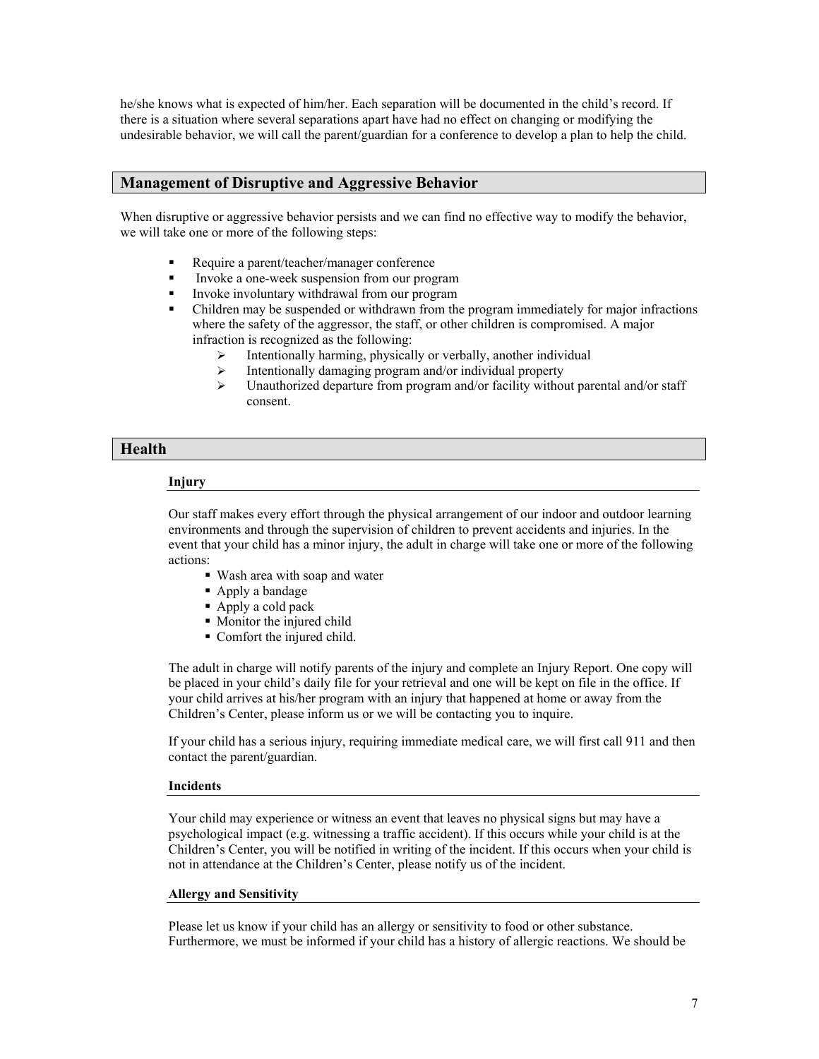he/she knows what is expected of him/her. Each separation will be documented in the child's record. If there is a situation where several separations apart have had no effect on changing or modifying the undesirable behavior, we will call the parent/guardian for a conference to develop a plan to help the child.

## Management of Disruptive and Aggressive Behavior

When disruptive or aggressive behavior persists and we can find no effective way to modify the behavior, we will take one or more of the following steps:

- Require a parent/teacher/manager conference
- Invoke a one-week suspension from our program
- Invoke involuntary withdrawal from our program
- Children may be suspended or withdrawn from the program immediately for major infractions where the safety of the aggressor, the staff, or other children is compromised. A major infraction is recognized as the following:
  - Intentionally harming, physically or verbally, another individual
  - Intentionally damaging program and/or individual property
  - Unauthorized departure from program and/or facility without parental and/or staff consent.

## Health

### Injury

Our staff makes every effort through the physical arrangement of our indoor and outdoor learning environments and through the supervision of children to prevent accidents and injuries. In the event that your child has a minor injury, the adult in charge will take one or more of the following actions:

- Wash area with soap and water
- Apply a bandage
- Apply a cold pack
- Monitor the injured child
- Comfort the injured child.

The adult in charge will notify parents of the injury and complete an Injury Report. One copy will be placed in your child's daily file for your retrieval and one will be kept on file in the office. If your child arrives at his/her program with an injury that happened at home or away from the Children's Center, please inform us or we will be contacting you to inquire.

If your child has a serious injury, requiring immediate medical care, we will first call 911 and then contact the parent/guardian.

### Incidents

Your child may experience or witness an event that leaves no physical signs but may have a psychological impact (e.g. witnessing a traffic accident). If this occurs while your child is at the Children's Center, you will be notified in writing of the incident. If this occurs when your child is not in attendance at the Children's Center, please notify us of the incident.

### Allergy and Sensitivity

Please let us know if your child has an allergy or sensitivity to food or other substance. Furthermore, we must be informed if your child has a history of allergic reactions. We should be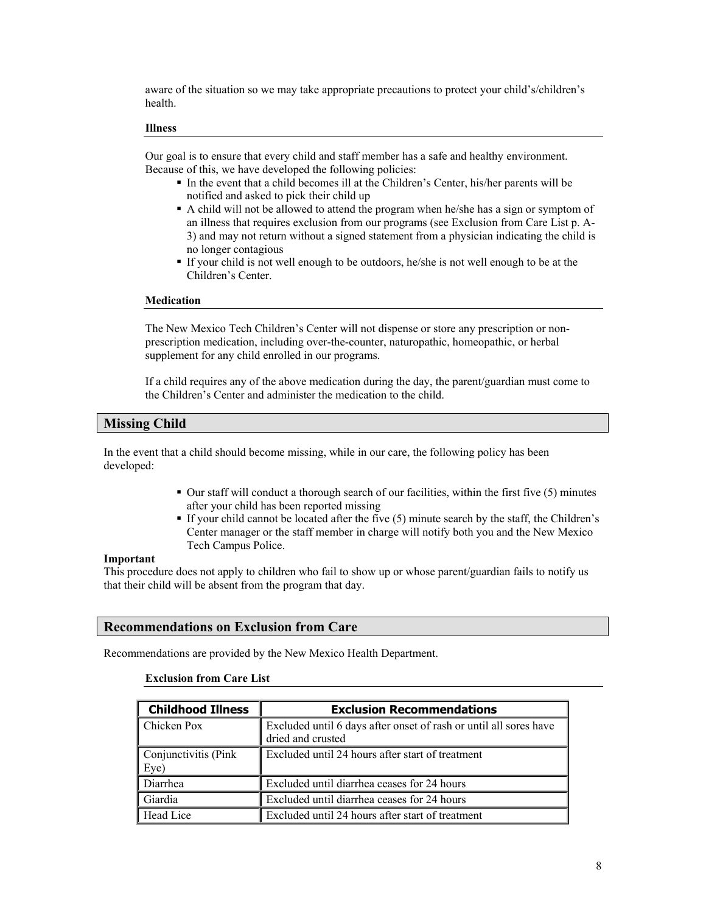aware of the situation so we may take appropriate precautions to protect your child's/children's health.

### Illness

Our goal is to ensure that every child and staff member has a safe and healthy environment. Because of this, we have developed the following policies:

- In the event that a child becomes ill at the Children's Center, his/her parents will be notified and asked to pick their child up
- A child will not be allowed to attend the program when he/she has a sign or symptom of an illness that requires exclusion from our programs (see Exclusion from Care List p. A-3) and may not return without a signed statement from a physician indicating the child is no longer contagious
- If your child is not well enough to be outdoors, he/she is not well enough to be at the Children's Center.

### Medication

The New Mexico Tech Children's Center will not dispense or store any prescription or non-prescription medication, including over-the-counter, naturopathic, homeopathic, or herbal supplement for any child enrolled in our programs.

If a child requires any of the above medication during the day, the parent/guardian must come to the Children's Center and administer the medication to the child.

## Missing Child

In the event that a child should become missing, while in our care, the following policy has been developed:

- Our staff will conduct a thorough search of our facilities, within the first five (5) minutes after your child has been reported missing
- If your child cannot be located after the five (5) minute search by the staff, the Children's Center manager or the staff member in charge will notify both you and the New Mexico Tech Campus Police.

**Important**
This procedure does not apply to children who fail to show up or whose parent/guardian fails to notify us that their child will be absent from the program that day.

## Recommendations on Exclusion from Care

Recommendations are provided by the New Mexico Health Department.

### Exclusion from Care List

| Childhood Illness | Exclusion Recommendations |
|---|---|
| Chicken Pox | Excluded until 6 days after onset of rash or until all sores have dried and crusted |
| Conjunctivitis (Pink Eye) | Excluded until 24 hours after start of treatment |
| Diarrhea | Excluded until diarrhea ceases for 24 hours |
| Giardia | Excluded until diarrhea ceases for 24 hours |
| Head Lice | Excluded until 24 hours after start of treatment |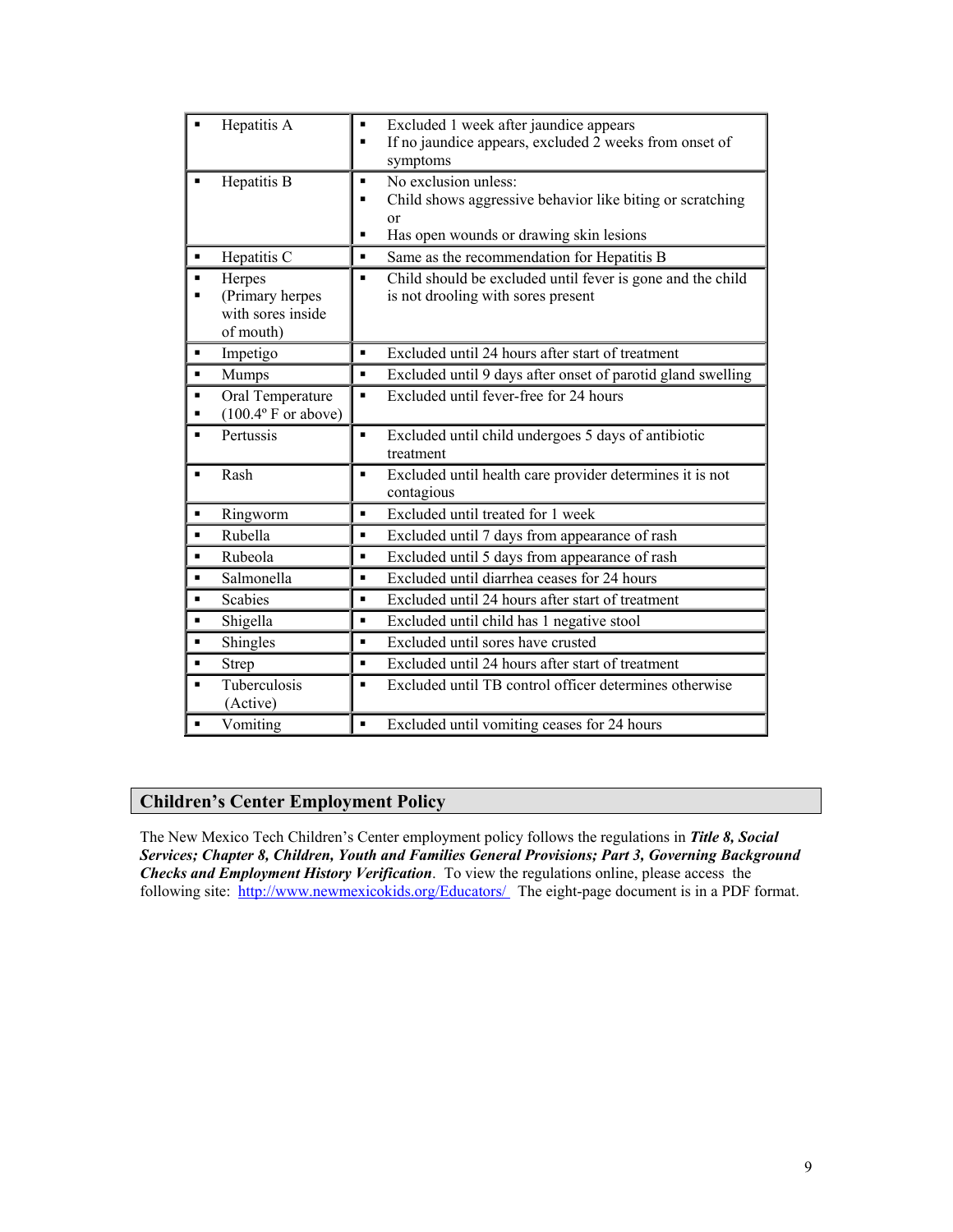| | |
|---|---|
| ▪ Hepatitis A | ▪ Excluded 1 week after jaundice appears<br>▪ If no jaundice appears, excluded 2 weeks from onset of symptoms |
| ▪ Hepatitis B | ▪ No exclusion unless:<br>▪ Child shows aggressive behavior like biting or scratching or<br>▪ Has open wounds or drawing skin lesions |
| ▪ Hepatitis C | ▪ Same as the recommendation for Hepatitis B |
| ▪ Herpes<br>▪ (Primary herpes with sores inside of mouth) | ▪ Child should be excluded until fever is gone and the child is not drooling with sores present |
| ▪ Impetigo | ▪ Excluded until 24 hours after start of treatment |
| ▪ Mumps | ▪ Excluded until 9 days after onset of parotid gland swelling |
| ▪ Oral Temperature<br>▪ (100.4º F or above) | ▪ Excluded until fever-free for 24 hours |
| ▪ Pertussis | ▪ Excluded until child undergoes 5 days of antibiotic treatment |
| ▪ Rash | ▪ Excluded until health care provider determines it is not contagious |
| ▪ Ringworm | ▪ Excluded until treated for 1 week |
| ▪ Rubella | ▪ Excluded until 7 days from appearance of rash |
| ▪ Rubeola | ▪ Excluded until 5 days from appearance of rash |
| ▪ Salmonella | ▪ Excluded until diarrhea ceases for 24 hours |
| ▪ Scabies | ▪ Excluded until 24 hours after start of treatment |
| ▪ Shigella | ▪ Excluded until child has 1 negative stool |
| ▪ Shingles | ▪ Excluded until sores have crusted |
| ▪ Strep | ▪ Excluded until 24 hours after start of treatment |
| ▪ Tuberculosis (Active) | ▪ Excluded until TB control officer determines otherwise |
| ▪ Vomiting | ▪ Excluded until vomiting ceases for 24 hours |

## Children's Center Employment Policy

The New Mexico Tech Children's Center employment policy follows the regulations in ***Title 8, Social Services; Chapter 8, Children, Youth and Families General Provisions; Part 3, Governing Background Checks and Employment History Verification***. To view the regulations online, please access the following site: http://www.newmexicokids.org/Educators/ The eight-page document is in a PDF format.